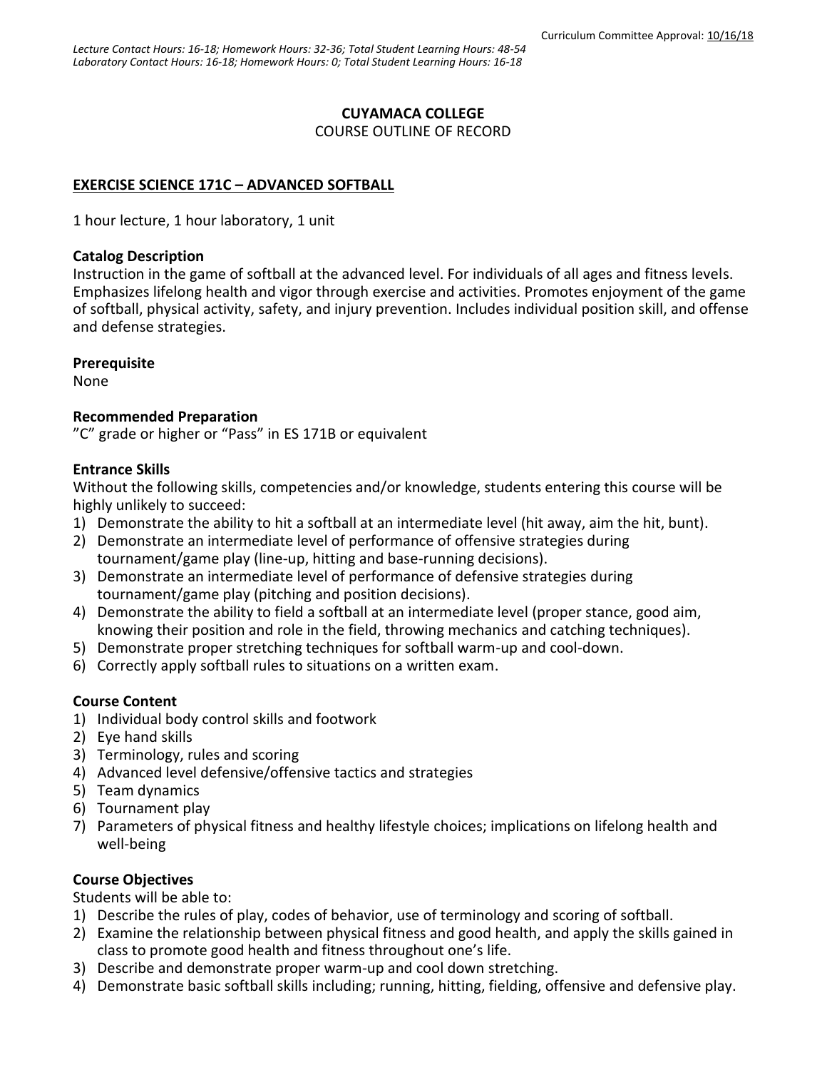Curriculum Committee Approval: 10/16/18

*Lecture Contact Hours: 16-18; Homework Hours: 32-36; Total Student Learning Hours: 48-54*
*Laboratory Contact Hours: 16-18; Homework Hours: 0; Total Student Learning Hours: 16-18*

**CUYAMACA COLLEGE**

COURSE OUTLINE OF RECORD

**EXERCISE SCIENCE 171C – ADVANCED SOFTBALL**

1 hour lecture, 1 hour laboratory, 1 unit

**Catalog Description**

Instruction in the game of softball at the advanced level. For individuals of all ages and fitness levels. Emphasizes lifelong health and vigor through exercise and activities. Promotes enjoyment of the game of softball, physical activity, safety, and injury prevention. Includes individual position skill, and offense and defense strategies.

**Prerequisite**

None

**Recommended Preparation**

"C" grade or higher or "Pass" in ES 171B or equivalent

**Entrance Skills**

Without the following skills, competencies and/or knowledge, students entering this course will be highly unlikely to succeed:

1) Demonstrate the ability to hit a softball at an intermediate level (hit away, aim the hit, bunt).
2) Demonstrate an intermediate level of performance of offensive strategies during tournament/game play (line-up, hitting and base-running decisions).
3) Demonstrate an intermediate level of performance of defensive strategies during tournament/game play (pitching and position decisions).
4) Demonstrate the ability to field a softball at an intermediate level (proper stance, good aim, knowing their position and role in the field, throwing mechanics and catching techniques).
5) Demonstrate proper stretching techniques for softball warm-up and cool-down.
6) Correctly apply softball rules to situations on a written exam.

**Course Content**

1) Individual body control skills and footwork
2) Eye hand skills
3) Terminology, rules and scoring
4) Advanced level defensive/offensive tactics and strategies
5) Team dynamics
6) Tournament play
7) Parameters of physical fitness and healthy lifestyle choices; implications on lifelong health and well-being

**Course Objectives**

Students will be able to:

1) Describe the rules of play, codes of behavior, use of terminology and scoring of softball.
2) Examine the relationship between physical fitness and good health, and apply the skills gained in class to promote good health and fitness throughout one's life.
3) Describe and demonstrate proper warm-up and cool down stretching.
4) Demonstrate basic softball skills including; running, hitting, fielding, offensive and defensive play.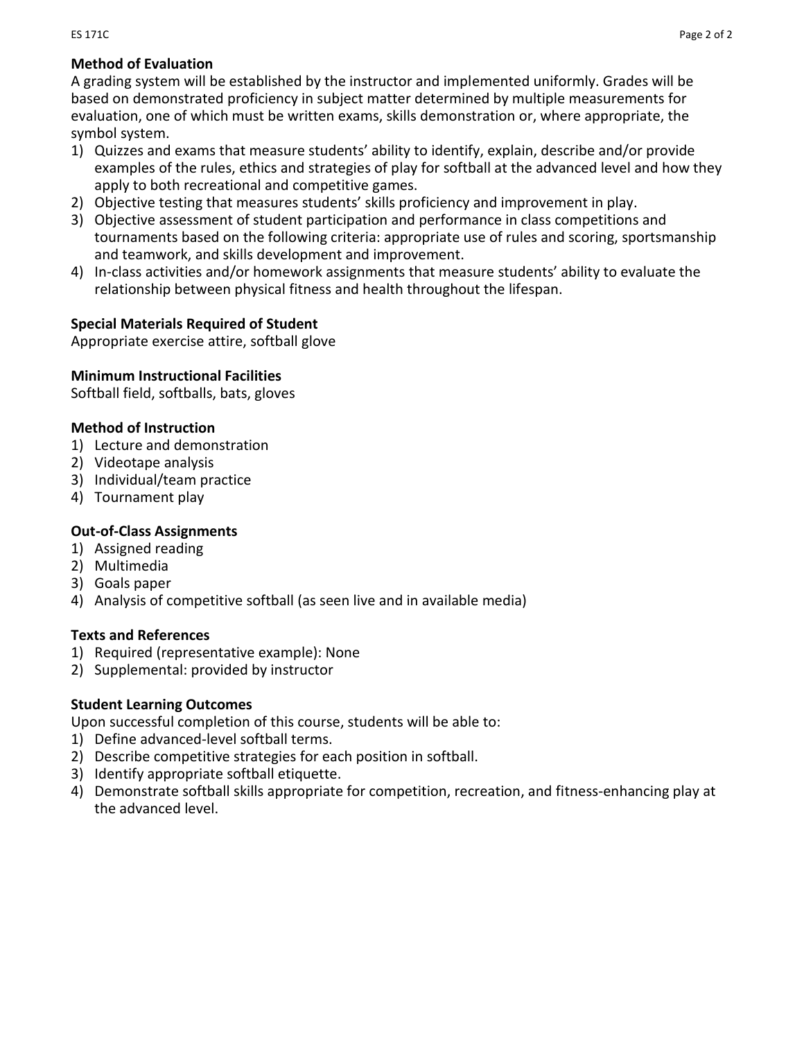**Method of Evaluation**

A grading system will be established by the instructor and implemented uniformly. Grades will be based on demonstrated proficiency in subject matter determined by multiple measurements for evaluation, one of which must be written exams, skills demonstration or, where appropriate, the symbol system.

1) Quizzes and exams that measure students' ability to identify, explain, describe and/or provide examples of the rules, ethics and strategies of play for softball at the advanced level and how they apply to both recreational and competitive games.
2) Objective testing that measures students' skills proficiency and improvement in play.
3) Objective assessment of student participation and performance in class competitions and tournaments based on the following criteria: appropriate use of rules and scoring, sportsmanship and teamwork, and skills development and improvement.
4) In-class activities and/or homework assignments that measure students' ability to evaluate the relationship between physical fitness and health throughout the lifespan.

**Special Materials Required of Student**

Appropriate exercise attire, softball glove

**Minimum Instructional Facilities**

Softball field, softballs, bats, gloves

**Method of Instruction**

1) Lecture and demonstration
2) Videotape analysis
3) Individual/team practice
4) Tournament play

**Out-of-Class Assignments**

1) Assigned reading
2) Multimedia
3) Goals paper
4) Analysis of competitive softball (as seen live and in available media)

**Texts and References**

1) Required (representative example): None
2) Supplemental: provided by instructor

**Student Learning Outcomes**

Upon successful completion of this course, students will be able to:

1) Define advanced-level softball terms.
2) Describe competitive strategies for each position in softball.
3) Identify appropriate softball etiquette.
4) Demonstrate softball skills appropriate for competition, recreation, and fitness-enhancing play at the advanced level.